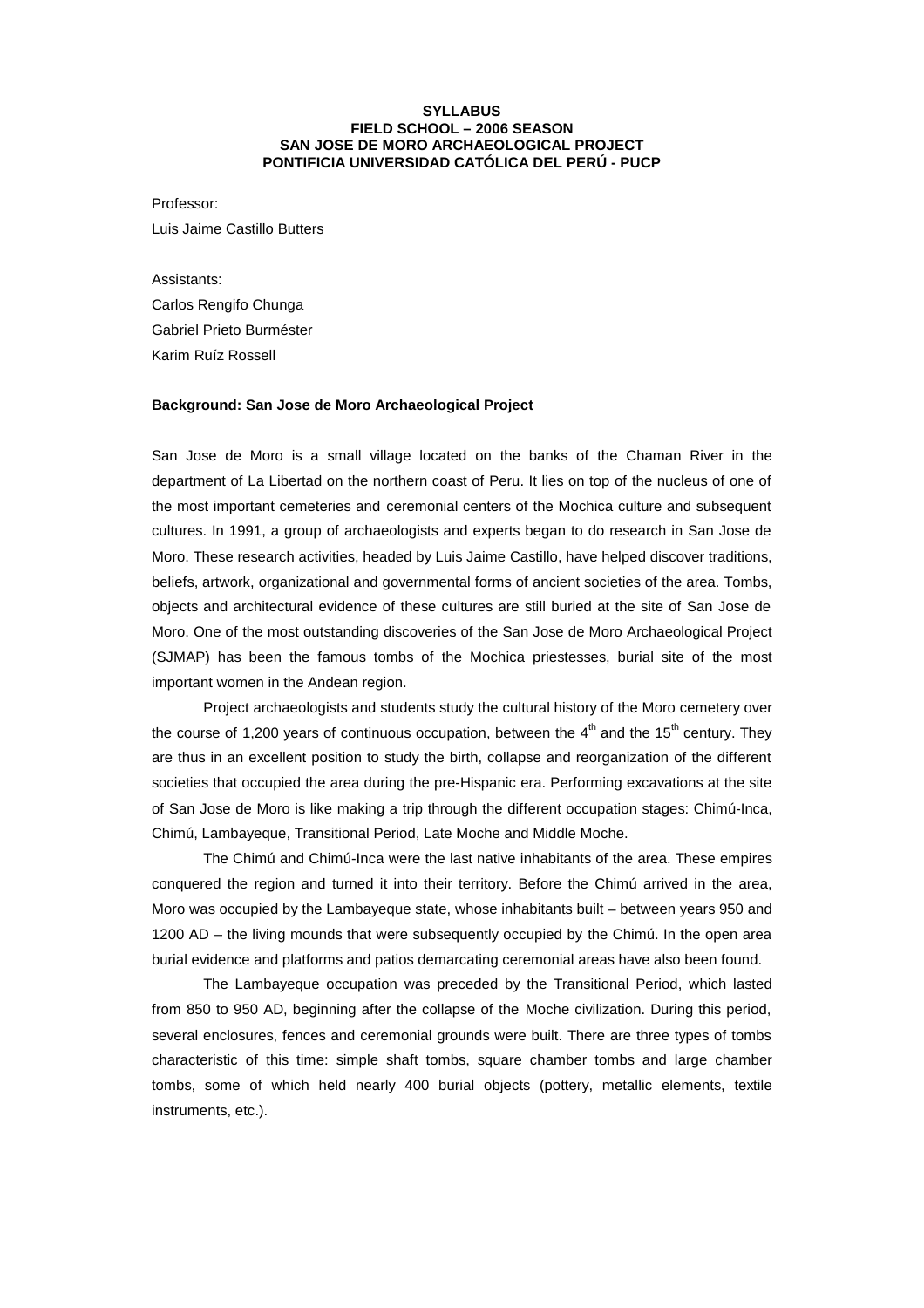**SYLLABUS**
**FIELD SCHOOL – 2006 SEASON**
**SAN JOSE DE MORO ARCHAEOLOGICAL PROJECT**
**PONTIFICIA UNIVERSIDAD CATÓLICA DEL PERÚ - PUCP**

Professor:
Luis Jaime Castillo Butters

Assistants:
Carlos Rengifo Chunga
Gabriel Prieto Burméster
Karim Ruíz Rossell

**Background: San Jose de Moro Archaeological Project**

San Jose de Moro is a small village located on the banks of the Chaman River in the department of La Libertad on the northern coast of Peru. It lies on top of the nucleus of one of the most important cemeteries and ceremonial centers of the Mochica culture and subsequent cultures. In 1991, a group of archaeologists and experts began to do research in San Jose de Moro. These research activities, headed by Luis Jaime Castillo, have helped discover traditions, beliefs, artwork, organizational and governmental forms of ancient societies of the area. Tombs, objects and architectural evidence of these cultures are still buried at the site of San Jose de Moro. One of the most outstanding discoveries of the San Jose de Moro Archaeological Project (SJMAP) has been the famous tombs of the Mochica priestesses, burial site of the most important women in the Andean region.

Project archaeologists and students study the cultural history of the Moro cemetery over the course of 1,200 years of continuous occupation, between the 4th and the 15th century. They are thus in an excellent position to study the birth, collapse and reorganization of the different societies that occupied the area during the pre-Hispanic era. Performing excavations at the site of San Jose de Moro is like making a trip through the different occupation stages: Chimú-Inca, Chimú, Lambayeque, Transitional Period, Late Moche and Middle Moche.

The Chimú and Chimú-Inca were the last native inhabitants of the area. These empires conquered the region and turned it into their territory. Before the Chimú arrived in the area, Moro was occupied by the Lambayeque state, whose inhabitants built – between years 950 and 1200 AD – the living mounds that were subsequently occupied by the Chimú. In the open area burial evidence and platforms and patios demarcating ceremonial areas have also been found.

The Lambayeque occupation was preceded by the Transitional Period, which lasted from 850 to 950 AD, beginning after the collapse of the Moche civilization. During this period, several enclosures, fences and ceremonial grounds were built. There are three types of tombs characteristic of this time: simple shaft tombs, square chamber tombs and large chamber tombs, some of which held nearly 400 burial objects (pottery, metallic elements, textile instruments, etc.).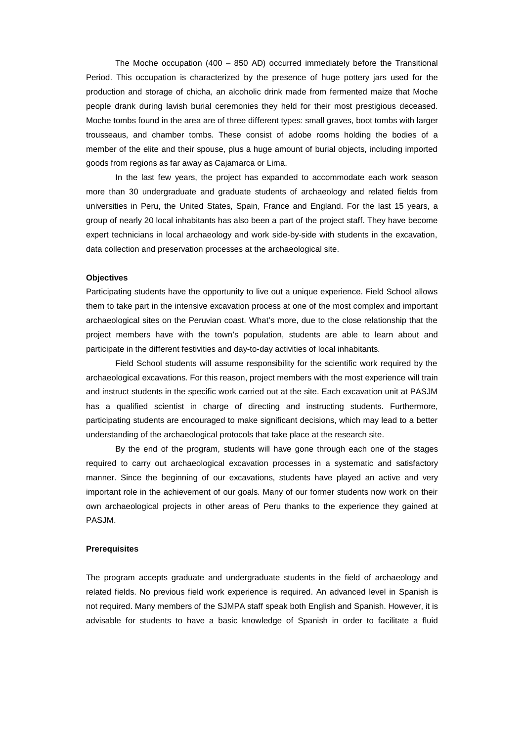The Moche occupation (400 – 850 AD) occurred immediately before the Transitional Period. This occupation is characterized by the presence of huge pottery jars used for the production and storage of chicha, an alcoholic drink made from fermented maize that Moche people drank during lavish burial ceremonies they held for their most prestigious deceased. Moche tombs found in the area are of three different types: small graves, boot tombs with larger trousseaus, and chamber tombs. These consist of adobe rooms holding the bodies of a member of the elite and their spouse, plus a huge amount of burial objects, including imported goods from regions as far away as Cajamarca or Lima.

In the last few years, the project has expanded to accommodate each work season more than 30 undergraduate and graduate students of archaeology and related fields from universities in Peru, the United States, Spain, France and England. For the last 15 years, a group of nearly 20 local inhabitants has also been a part of the project staff. They have become expert technicians in local archaeology and work side-by-side with students in the excavation, data collection and preservation processes at the archaeological site.

**Objectives**

Participating students have the opportunity to live out a unique experience. Field School allows them to take part in the intensive excavation process at one of the most complex and important archaeological sites on the Peruvian coast. What's more, due to the close relationship that the project members have with the town's population, students are able to learn about and participate in the different festivities and day-to-day activities of local inhabitants.

Field School students will assume responsibility for the scientific work required by the archaeological excavations. For this reason, project members with the most experience will train and instruct students in the specific work carried out at the site. Each excavation unit at PASJM has a qualified scientist in charge of directing and instructing students. Furthermore, participating students are encouraged to make significant decisions, which may lead to a better understanding of the archaeological protocols that take place at the research site.

By the end of the program, students will have gone through each one of the stages required to carry out archaeological excavation processes in a systematic and satisfactory manner. Since the beginning of our excavations, students have played an active and very important role in the achievement of our goals. Many of our former students now work on their own archaeological projects in other areas of Peru thanks to the experience they gained at PASJM.

**Prerequisites**

The program accepts graduate and undergraduate students in the field of archaeology and related fields. No previous field work experience is required. An advanced level in Spanish is not required. Many members of the SJMPA staff speak both English and Spanish. However, it is advisable for students to have a basic knowledge of Spanish in order to facilitate a fluid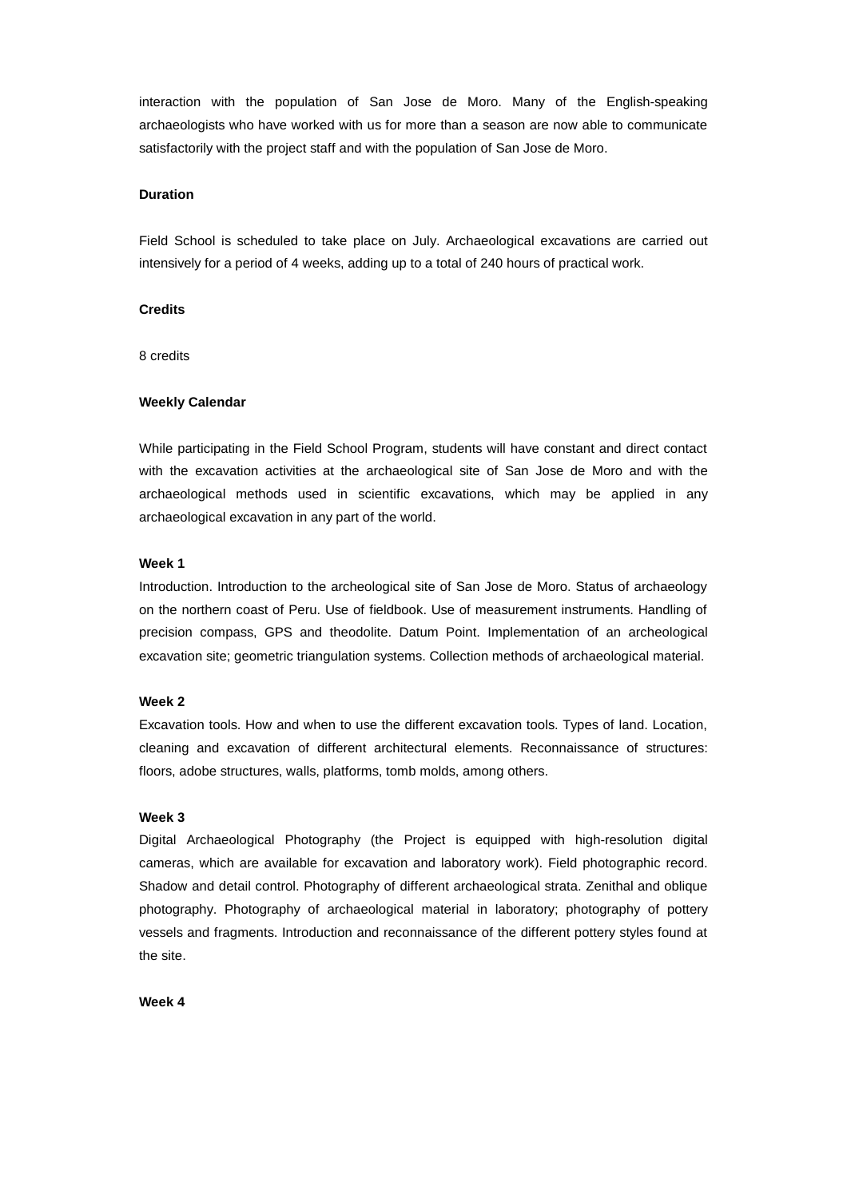interaction with the population of San Jose de Moro. Many of the English-speaking archaeologists who have worked with us for more than a season are now able to communicate satisfactorily with the project staff and with the population of San Jose de Moro.

**Duration**

Field School is scheduled to take place on July. Archaeological excavations are carried out intensively for a period of 4 weeks, adding up to a total of 240 hours of practical work.

**Credits**

8 credits

**Weekly Calendar**

While participating in the Field School Program, students will have constant and direct contact with the excavation activities at the archaeological site of San Jose de Moro and with the archaeological methods used in scientific excavations, which may be applied in any archaeological excavation in any part of the world.

**Week 1**

Introduction. Introduction to the archeological site of San Jose de Moro. Status of archaeology on the northern coast of Peru. Use of fieldbook. Use of measurement instruments. Handling of precision compass, GPS and theodolite. Datum Point. Implementation of an archeological excavation site; geometric triangulation systems. Collection methods of archaeological material.

**Week 2**

Excavation tools. How and when to use the different excavation tools. Types of land. Location, cleaning and excavation of different architectural elements. Reconnaissance of structures: floors, adobe structures, walls, platforms, tomb molds, among others.

**Week 3**

Digital Archaeological Photography (the Project is equipped with high-resolution digital cameras, which are available for excavation and laboratory work). Field photographic record. Shadow and detail control. Photography of different archaeological strata. Zenithal and oblique photography. Photography of archaeological material in laboratory; photography of pottery vessels and fragments. Introduction and reconnaissance of the different pottery styles found at the site.

**Week 4**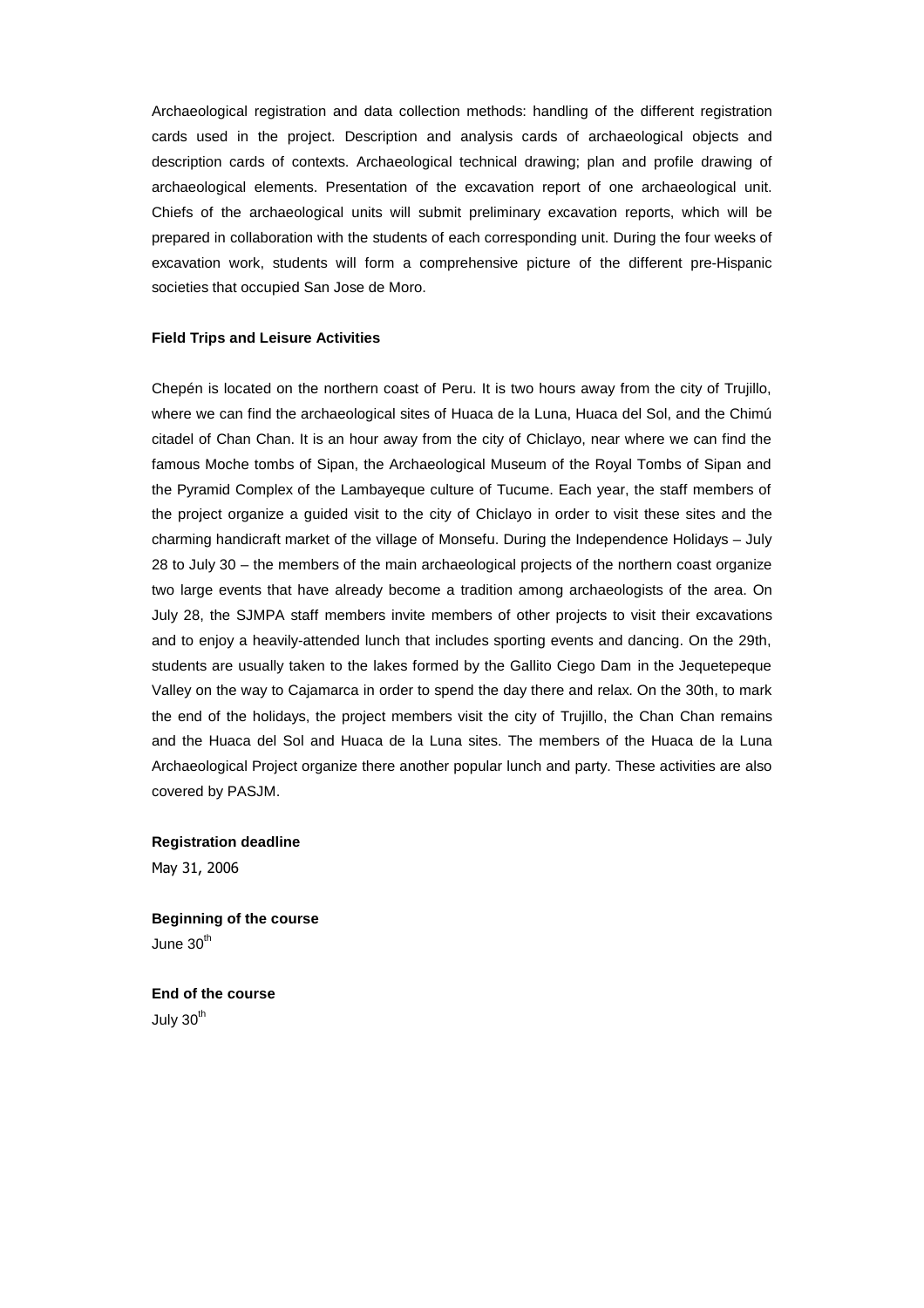Archaeological registration and data collection methods: handling of the different registration cards used in the project. Description and analysis cards of archaeological objects and description cards of contexts. Archaeological technical drawing; plan and profile drawing of archaeological elements. Presentation of the excavation report of one archaeological unit. Chiefs of the archaeological units will submit preliminary excavation reports, which will be prepared in collaboration with the students of each corresponding unit. During the four weeks of excavation work, students will form a comprehensive picture of the different pre-Hispanic societies that occupied San Jose de Moro.

**Field Trips and Leisure Activities**

Chepén is located on the northern coast of Peru. It is two hours away from the city of Trujillo, where we can find the archaeological sites of Huaca de la Luna, Huaca del Sol, and the Chimú citadel of Chan Chan. It is an hour away from the city of Chiclayo, near where we can find the famous Moche tombs of Sipan, the Archaeological Museum of the Royal Tombs of Sipan and the Pyramid Complex of the Lambayeque culture of Tucume. Each year, the staff members of the project organize a guided visit to the city of Chiclayo in order to visit these sites and the charming handicraft market of the village of Monsefu. During the Independence Holidays – July 28 to July 30 – the members of the main archaeological projects of the northern coast organize two large events that have already become a tradition among archaeologists of the area. On July 28, the SJMPA staff members invite members of other projects to visit their excavations and to enjoy a heavily-attended lunch that includes sporting events and dancing. On the 29th, students are usually taken to the lakes formed by the Gallito Ciego Dam in the Jequetepeque Valley on the way to Cajamarca in order to spend the day there and relax. On the 30th, to mark the end of the holidays, the project members visit the city of Trujillo, the Chan Chan remains and the Huaca del Sol and Huaca de la Luna sites. The members of the Huaca de la Luna Archaeological Project organize there another popular lunch and party. These activities are also covered by PASJM.

**Registration deadline**

May 31, 2006

**Beginning of the course**

June 30th

**End of the course**

July 30th